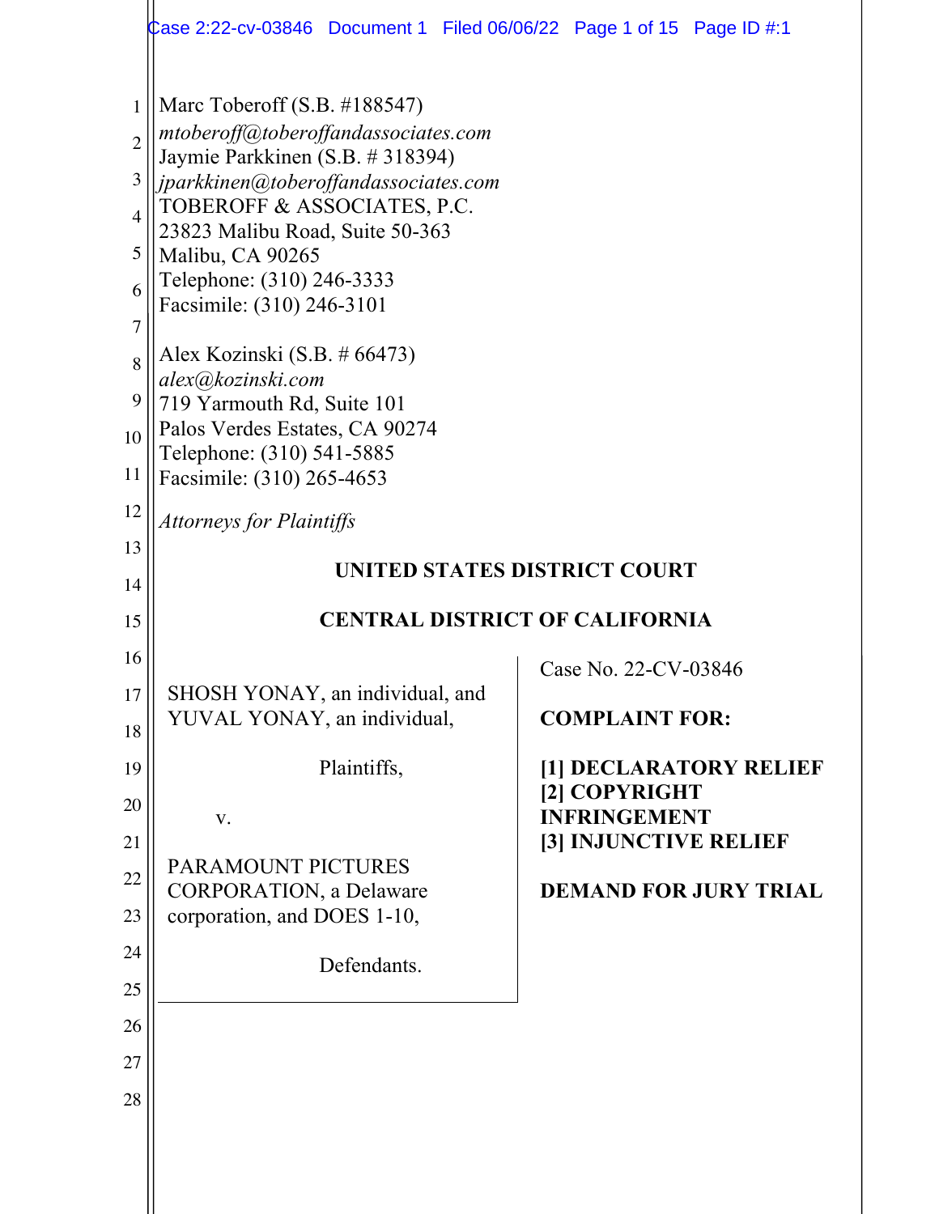Marc Toberoff (S.B. #188547)
*mtoberoff@toberoffandassociates.com*
Jaymie Parkkinen (S.B. # 318394)
*jparkkinen@toberoffandassociates.com*
TOBEROFF & ASSOCIATES, P.C.
23823 Malibu Road, Suite 50-363
Malibu, CA 90265
Telephone: (310) 246-3333
Facsimile: (310) 246-3101

Alex Kozinski (S.B. # 66473)
*alex@kozinski.com*
719 Yarmouth Rd, Suite 101
Palos Verdes Estates, CA 90274
Telephone: (310) 541-5885
Facsimile: (310) 265-4653

*Attorneys for Plaintiffs*

**UNITED STATES DISTRICT COURT**

**CENTRAL DISTRICT OF CALIFORNIA**

SHOSH YONAY, an individual, and YUVAL YONAY, an individual,

Plaintiffs,

v.

PARAMOUNT PICTURES CORPORATION, a Delaware corporation, and DOES 1-10,

Defendants.

Case No. 22-CV-03846

**COMPLAINT FOR:**

**[1] DECLARATORY RELIEF**
**[2] COPYRIGHT INFRINGEMENT**
**[3] INJUNCTIVE RELIEF**

**DEMAND FOR JURY TRIAL**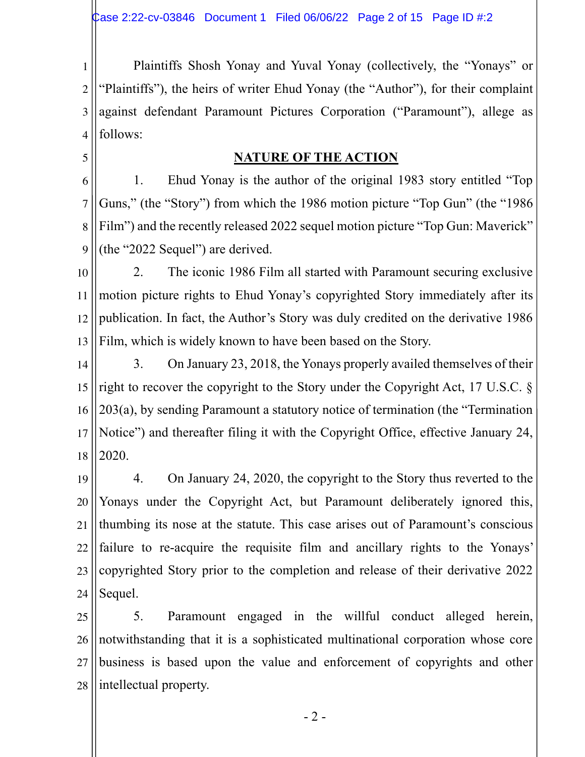Plaintiffs Shosh Yonay and Yuval Yonay (collectively, the "Yonays" or "Plaintiffs"), the heirs of writer Ehud Yonay (the "Author"), for their complaint against defendant Paramount Pictures Corporation ("Paramount"), allege as follows:

## NATURE OF THE ACTION

1. Ehud Yonay is the author of the original 1983 story entitled "Top Guns," (the "Story") from which the 1986 motion picture "Top Gun" (the "1986 Film") and the recently released 2022 sequel motion picture "Top Gun: Maverick" (the "2022 Sequel") are derived.

2. The iconic 1986 Film all started with Paramount securing exclusive motion picture rights to Ehud Yonay's copyrighted Story immediately after its publication. In fact, the Author's Story was duly credited on the derivative 1986 Film, which is widely known to have been based on the Story.

3. On January 23, 2018, the Yonays properly availed themselves of their right to recover the copyright to the Story under the Copyright Act, 17 U.S.C. § 203(a), by sending Paramount a statutory notice of termination (the "Termination Notice") and thereafter filing it with the Copyright Office, effective January 24, 2020.

4. On January 24, 2020, the copyright to the Story thus reverted to the Yonays under the Copyright Act, but Paramount deliberately ignored this, thumbing its nose at the statute. This case arises out of Paramount's conscious failure to re-acquire the requisite film and ancillary rights to the Yonays' copyrighted Story prior to the completion and release of their derivative 2022 Sequel.

5. Paramount engaged in the willful conduct alleged herein, notwithstanding that it is a sophisticated multinational corporation whose core business is based upon the value and enforcement of copyrights and other intellectual property.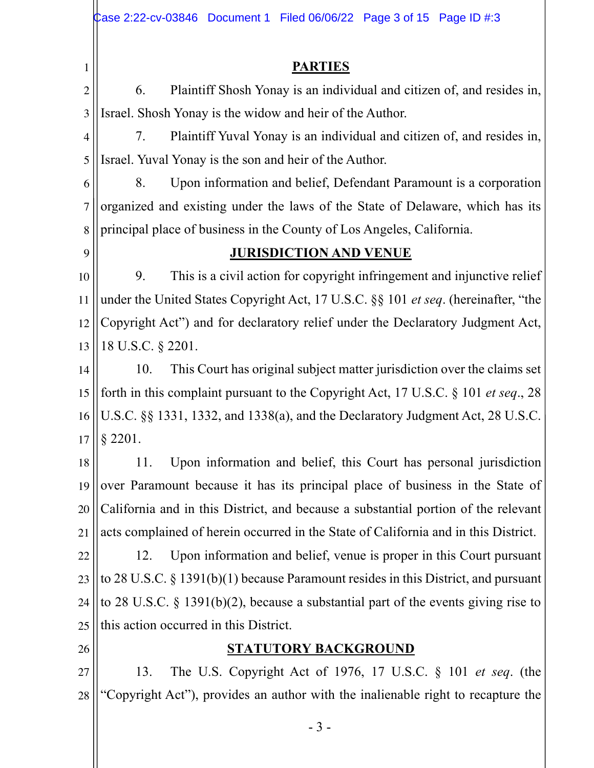## PARTIES

6. Plaintiff Shosh Yonay is an individual and citizen of, and resides in, Israel. Shosh Yonay is the widow and heir of the Author.

7. Plaintiff Yuval Yonay is an individual and citizen of, and resides in, Israel. Yuval Yonay is the son and heir of the Author.

8. Upon information and belief, Defendant Paramount is a corporation organized and existing under the laws of the State of Delaware, which has its principal place of business in the County of Los Angeles, California.

## JURISDICTION AND VENUE

9. This is a civil action for copyright infringement and injunctive relief under the United States Copyright Act, 17 U.S.C. §§ 101 *et seq*. (hereinafter, "the Copyright Act") and for declaratory relief under the Declaratory Judgment Act, 18 U.S.C. § 2201.

10. This Court has original subject matter jurisdiction over the claims set forth in this complaint pursuant to the Copyright Act, 17 U.S.C. § 101 *et seq*., 28 U.S.C. §§ 1331, 1332, and 1338(a), and the Declaratory Judgment Act, 28 U.S.C. § 2201.

11. Upon information and belief, this Court has personal jurisdiction over Paramount because it has its principal place of business in the State of California and in this District, and because a substantial portion of the relevant acts complained of herein occurred in the State of California and in this District.

12. Upon information and belief, venue is proper in this Court pursuant to 28 U.S.C. § 1391(b)(1) because Paramount resides in this District, and pursuant to 28 U.S.C. § 1391(b)(2), because a substantial part of the events giving rise to this action occurred in this District.

## STATUTORY BACKGROUND

13. The U.S. Copyright Act of 1976, 17 U.S.C. § 101 *et seq*. (the "Copyright Act"), provides an author with the inalienable right to recapture the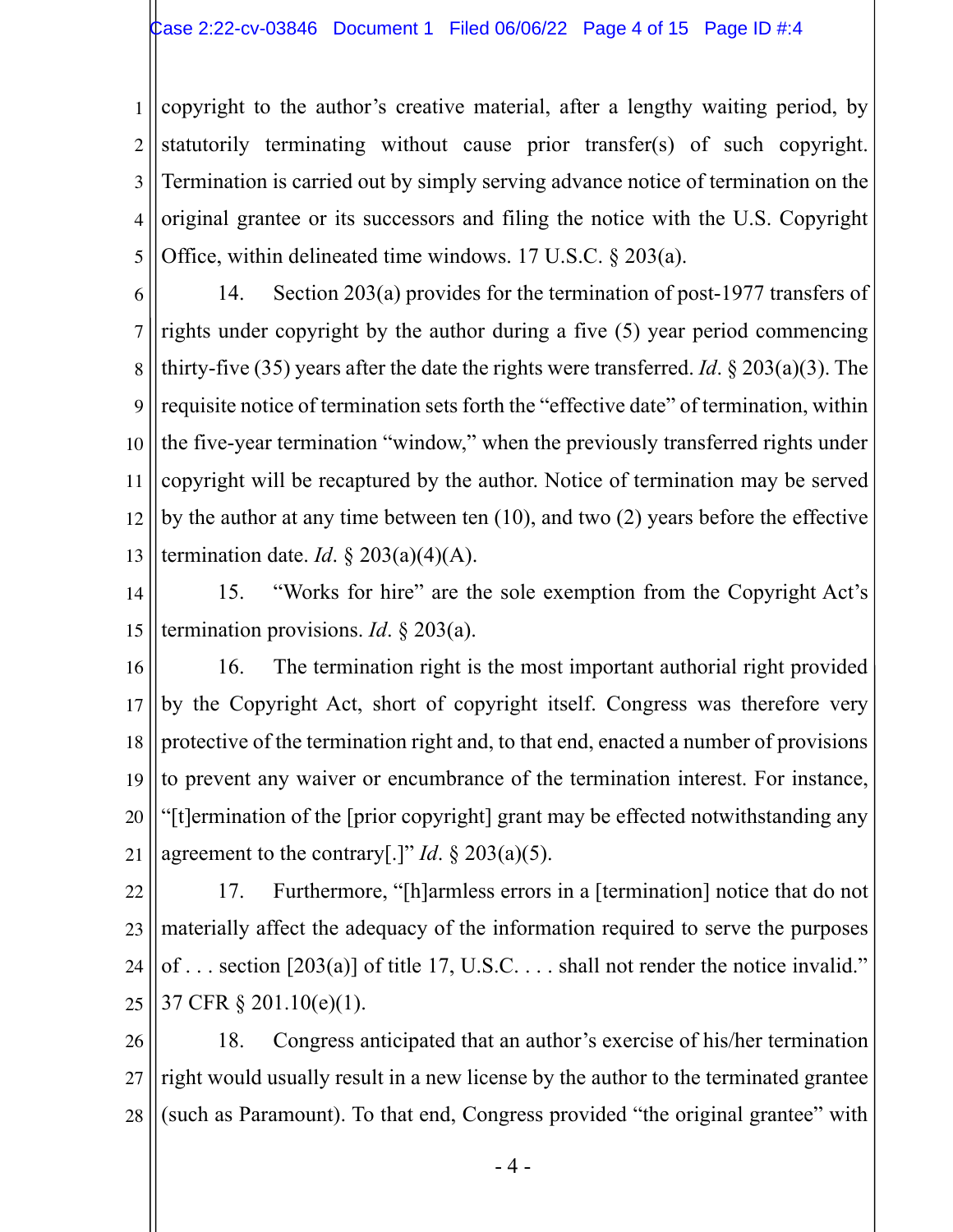copyright to the author's creative material, after a lengthy waiting period, by statutorily terminating without cause prior transfer(s) of such copyright. Termination is carried out by simply serving advance notice of termination on the original grantee or its successors and filing the notice with the U.S. Copyright Office, within delineated time windows. 17 U.S.C. § 203(a).

14. Section 203(a) provides for the termination of post-1977 transfers of rights under copyright by the author during a five (5) year period commencing thirty-five (35) years after the date the rights were transferred. *Id*. § 203(a)(3). The requisite notice of termination sets forth the "effective date" of termination, within the five-year termination "window," when the previously transferred rights under copyright will be recaptured by the author. Notice of termination may be served by the author at any time between ten (10), and two (2) years before the effective termination date. *Id*. § 203(a)(4)(A).

15. "Works for hire" are the sole exemption from the Copyright Act's termination provisions. *Id*. § 203(a).

16. The termination right is the most important authorial right provided by the Copyright Act, short of copyright itself. Congress was therefore very protective of the termination right and, to that end, enacted a number of provisions to prevent any waiver or encumbrance of the termination interest. For instance, "[t]ermination of the [prior copyright] grant may be effected notwithstanding any agreement to the contrary[.]" *Id*. § 203(a)(5).

17. Furthermore, "[h]armless errors in a [termination] notice that do not materially affect the adequacy of the information required to serve the purposes of . . . section [203(a)] of title 17, U.S.C. . . . shall not render the notice invalid." 37 CFR § 201.10(e)(1).

18. Congress anticipated that an author's exercise of his/her termination right would usually result in a new license by the author to the terminated grantee (such as Paramount). To that end, Congress provided "the original grantee" with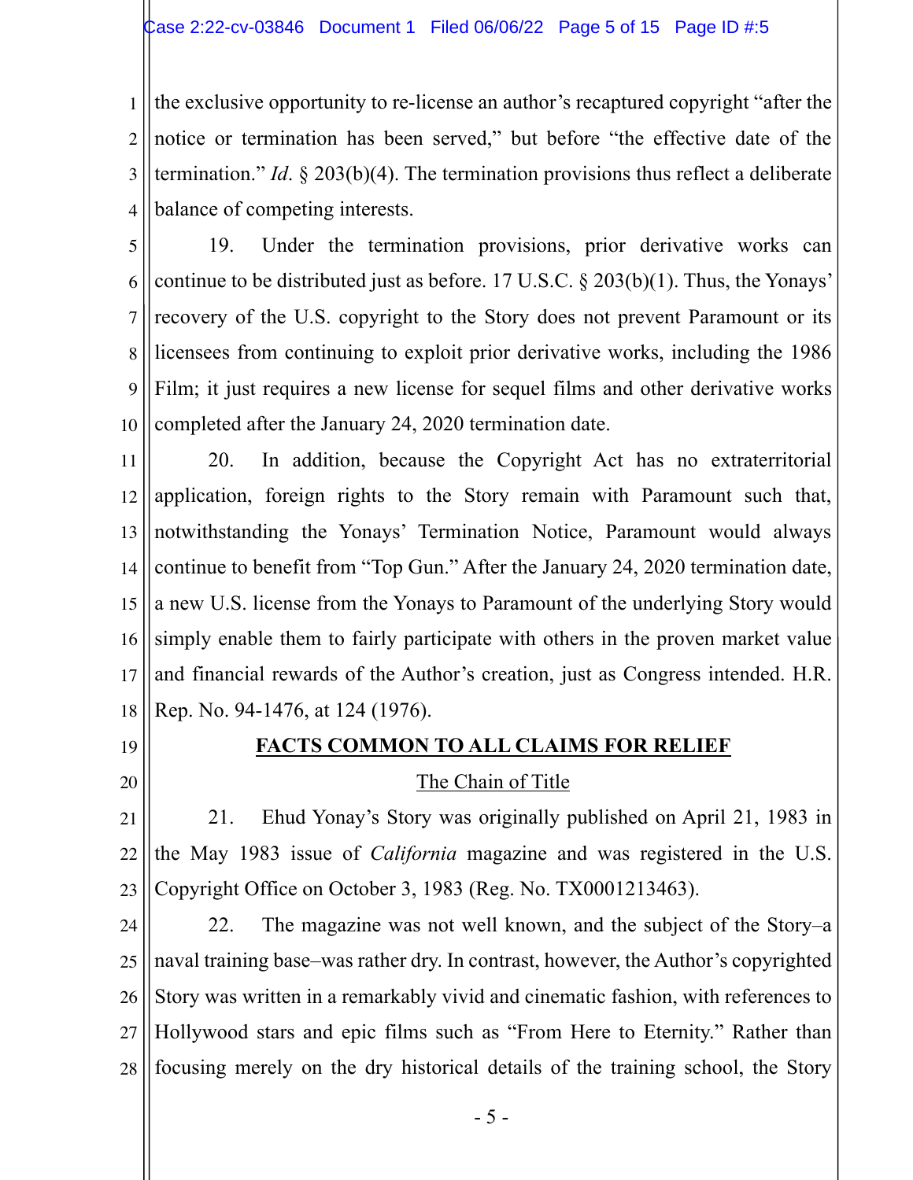the exclusive opportunity to re-license an author's recaptured copyright "after the notice or termination has been served," but before "the effective date of the termination." *Id*. § 203(b)(4). The termination provisions thus reflect a deliberate balance of competing interests.

19. Under the termination provisions, prior derivative works can continue to be distributed just as before. 17 U.S.C. § 203(b)(1). Thus, the Yonays' recovery of the U.S. copyright to the Story does not prevent Paramount or its licensees from continuing to exploit prior derivative works, including the 1986 Film; it just requires a new license for sequel films and other derivative works completed after the January 24, 2020 termination date.

20. In addition, because the Copyright Act has no extraterritorial application, foreign rights to the Story remain with Paramount such that, notwithstanding the Yonays' Termination Notice, Paramount would always continue to benefit from "Top Gun." After the January 24, 2020 termination date, a new U.S. license from the Yonays to Paramount of the underlying Story would simply enable them to fairly participate with others in the proven market value and financial rewards of the Author's creation, just as Congress intended. H.R. Rep. No. 94-1476, at 124 (1976).

## FACTS COMMON TO ALL CLAIMS FOR RELIEF

### The Chain of Title

21. Ehud Yonay's Story was originally published on April 21, 1983 in the May 1983 issue of *California* magazine and was registered in the U.S. Copyright Office on October 3, 1983 (Reg. No. TX0001213463).

22. The magazine was not well known, and the subject of the Story–a naval training base–was rather dry. In contrast, however, the Author's copyrighted Story was written in a remarkably vivid and cinematic fashion, with references to Hollywood stars and epic films such as "From Here to Eternity." Rather than focusing merely on the dry historical details of the training school, the Story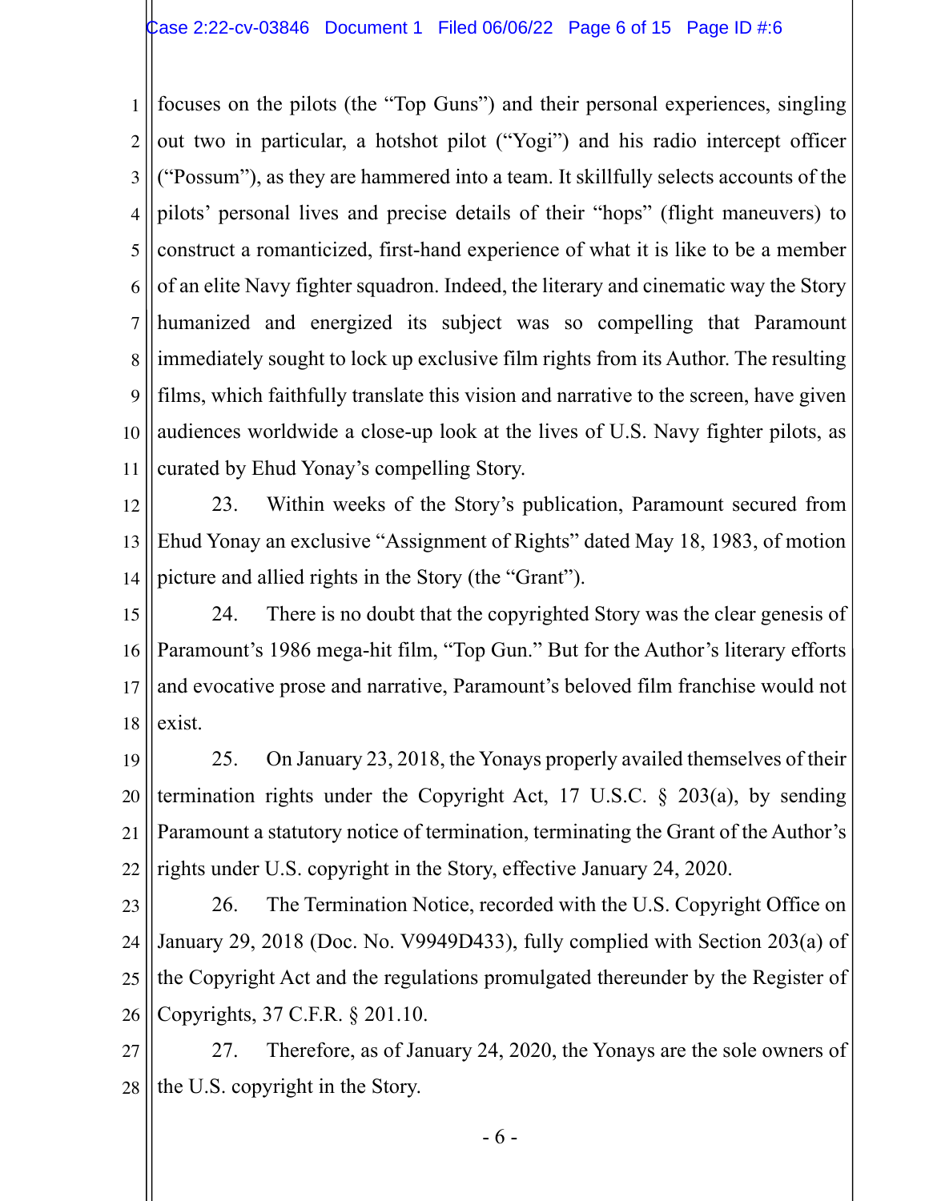focuses on the pilots (the "Top Guns") and their personal experiences, singling out two in particular, a hotshot pilot ("Yogi") and his radio intercept officer ("Possum"), as they are hammered into a team. It skillfully selects accounts of the pilots' personal lives and precise details of their "hops" (flight maneuvers) to construct a romanticized, first-hand experience of what it is like to be a member of an elite Navy fighter squadron. Indeed, the literary and cinematic way the Story humanized and energized its subject was so compelling that Paramount immediately sought to lock up exclusive film rights from its Author. The resulting films, which faithfully translate this vision and narrative to the screen, have given audiences worldwide a close-up look at the lives of U.S. Navy fighter pilots, as curated by Ehud Yonay's compelling Story.

23. Within weeks of the Story's publication, Paramount secured from Ehud Yonay an exclusive "Assignment of Rights" dated May 18, 1983, of motion picture and allied rights in the Story (the "Grant").

24. There is no doubt that the copyrighted Story was the clear genesis of Paramount's 1986 mega-hit film, "Top Gun." But for the Author's literary efforts and evocative prose and narrative, Paramount's beloved film franchise would not exist.

25. On January 23, 2018, the Yonays properly availed themselves of their termination rights under the Copyright Act, 17 U.S.C. § 203(a), by sending Paramount a statutory notice of termination, terminating the Grant of the Author's rights under U.S. copyright in the Story, effective January 24, 2020.

26. The Termination Notice, recorded with the U.S. Copyright Office on January 29, 2018 (Doc. No. V9949D433), fully complied with Section 203(a) of the Copyright Act and the regulations promulgated thereunder by the Register of Copyrights, 37 C.F.R. § 201.10.

27. Therefore, as of January 24, 2020, the Yonays are the sole owners of the U.S. copyright in the Story.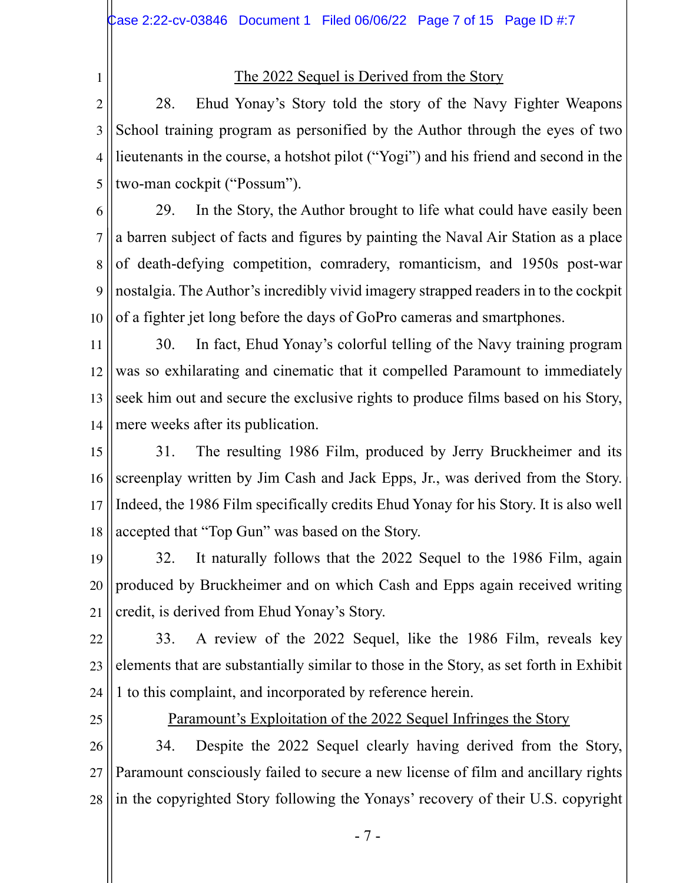<u>The 2022 Sequel is Derived from the Story</u>

28. Ehud Yonay's Story told the story of the Navy Fighter Weapons School training program as personified by the Author through the eyes of two lieutenants in the course, a hotshot pilot ("Yogi") and his friend and second in the two-man cockpit ("Possum").

29. In the Story, the Author brought to life what could have easily been a barren subject of facts and figures by painting the Naval Air Station as a place of death-defying competition, comradery, romanticism, and 1950s post-war nostalgia. The Author's incredibly vivid imagery strapped readers in to the cockpit of a fighter jet long before the days of GoPro cameras and smartphones.

30. In fact, Ehud Yonay's colorful telling of the Navy training program was so exhilarating and cinematic that it compelled Paramount to immediately seek him out and secure the exclusive rights to produce films based on his Story, mere weeks after its publication.

31. The resulting 1986 Film, produced by Jerry Bruckheimer and its screenplay written by Jim Cash and Jack Epps, Jr., was derived from the Story. Indeed, the 1986 Film specifically credits Ehud Yonay for his Story. It is also well accepted that "Top Gun" was based on the Story.

32. It naturally follows that the 2022 Sequel to the 1986 Film, again produced by Bruckheimer and on which Cash and Epps again received writing credit, is derived from Ehud Yonay's Story.

33. A review of the 2022 Sequel, like the 1986 Film, reveals key elements that are substantially similar to those in the Story, as set forth in Exhibit 1 to this complaint, and incorporated by reference herein.

<u>Paramount's Exploitation of the 2022 Sequel Infringes the Story</u>

34. Despite the 2022 Sequel clearly having derived from the Story, Paramount consciously failed to secure a new license of film and ancillary rights in the copyrighted Story following the Yonays' recovery of their U.S. copyright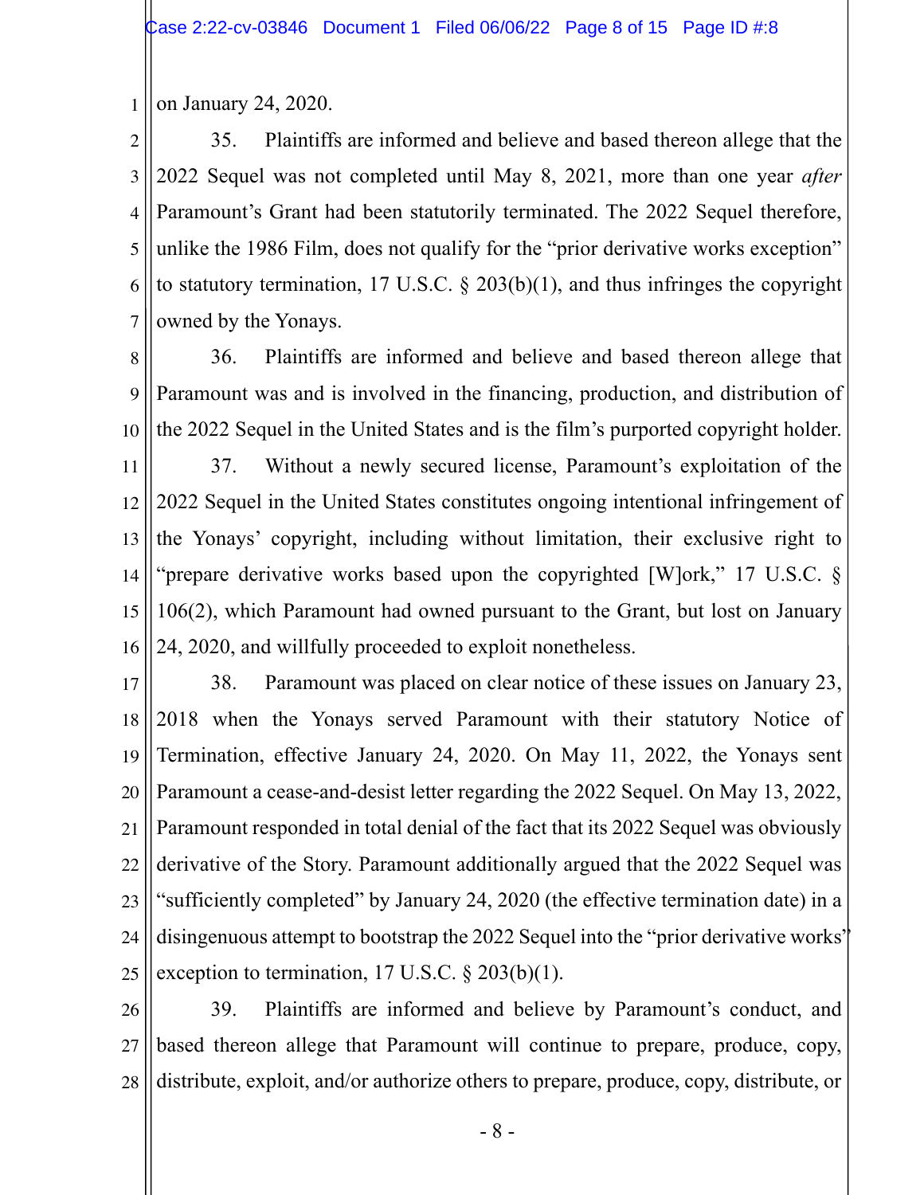on January 24, 2020.

35. Plaintiffs are informed and believe and based thereon allege that the 2022 Sequel was not completed until May 8, 2021, more than one year *after* Paramount's Grant had been statutorily terminated. The 2022 Sequel therefore, unlike the 1986 Film, does not qualify for the "prior derivative works exception" to statutory termination, 17 U.S.C. § 203(b)(1), and thus infringes the copyright owned by the Yonays.

36. Plaintiffs are informed and believe and based thereon allege that Paramount was and is involved in the financing, production, and distribution of the 2022 Sequel in the United States and is the film's purported copyright holder.

37. Without a newly secured license, Paramount's exploitation of the 2022 Sequel in the United States constitutes ongoing intentional infringement of the Yonays' copyright, including without limitation, their exclusive right to "prepare derivative works based upon the copyrighted [W]ork," 17 U.S.C. § 106(2), which Paramount had owned pursuant to the Grant, but lost on January 24, 2020, and willfully proceeded to exploit nonetheless.

38. Paramount was placed on clear notice of these issues on January 23, 2018 when the Yonays served Paramount with their statutory Notice of Termination, effective January 24, 2020. On May 11, 2022, the Yonays sent Paramount a cease-and-desist letter regarding the 2022 Sequel. On May 13, 2022, Paramount responded in total denial of the fact that its 2022 Sequel was obviously derivative of the Story. Paramount additionally argued that the 2022 Sequel was "sufficiently completed" by January 24, 2020 (the effective termination date) in a disingenuous attempt to bootstrap the 2022 Sequel into the "prior derivative works" exception to termination, 17 U.S.C. § 203(b)(1).

39. Plaintiffs are informed and believe by Paramount's conduct, and based thereon allege that Paramount will continue to prepare, produce, copy, distribute, exploit, and/or authorize others to prepare, produce, copy, distribute, or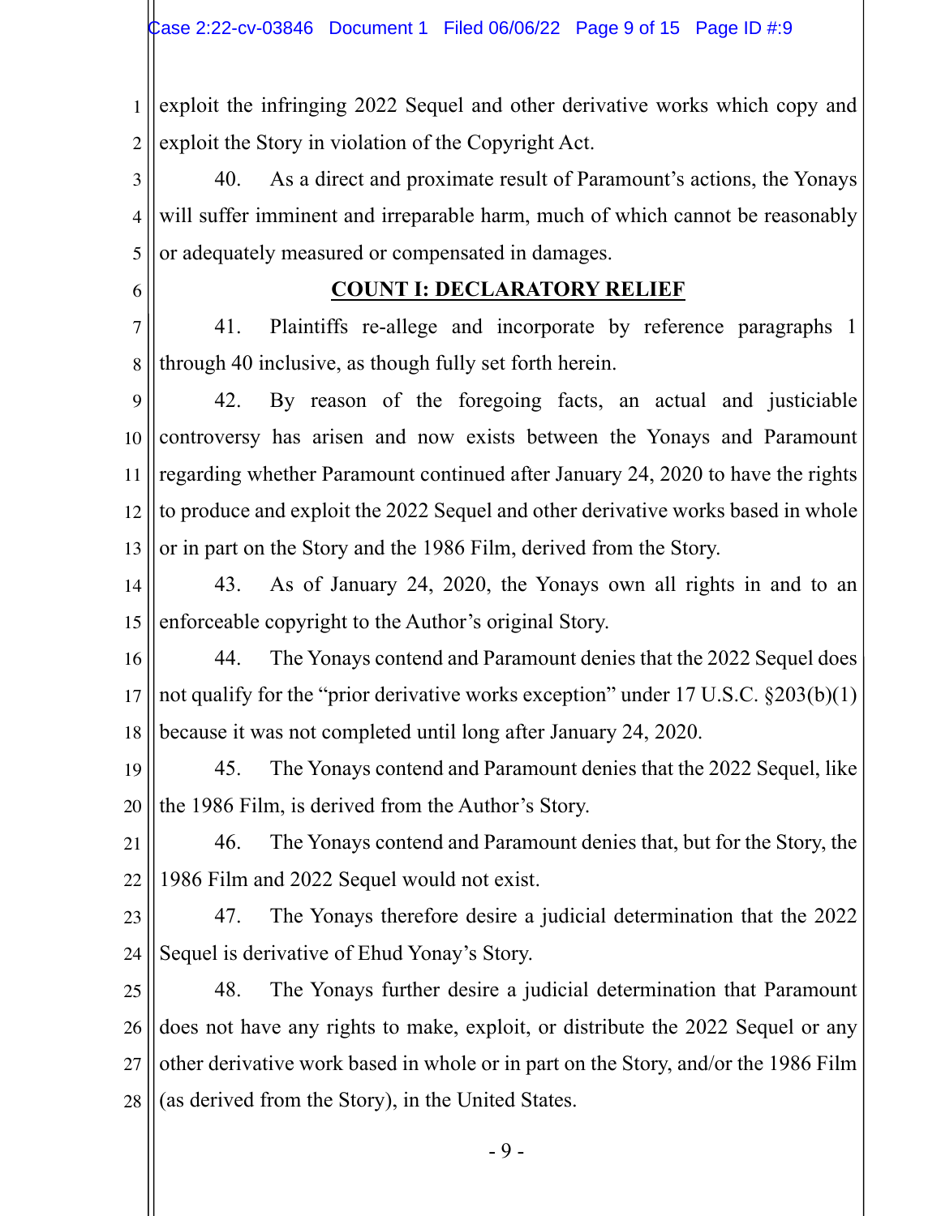exploit the infringing 2022 Sequel and other derivative works which copy and exploit the Story in violation of the Copyright Act.

40. As a direct and proximate result of Paramount's actions, the Yonays will suffer imminent and irreparable harm, much of which cannot be reasonably or adequately measured or compensated in damages.

## COUNT I: DECLARATORY RELIEF

41. Plaintiffs re-allege and incorporate by reference paragraphs 1 through 40 inclusive, as though fully set forth herein.

42. By reason of the foregoing facts, an actual and justiciable controversy has arisen and now exists between the Yonays and Paramount regarding whether Paramount continued after January 24, 2020 to have the rights to produce and exploit the 2022 Sequel and other derivative works based in whole or in part on the Story and the 1986 Film, derived from the Story.

43. As of January 24, 2020, the Yonays own all rights in and to an enforceable copyright to the Author's original Story.

44. The Yonays contend and Paramount denies that the 2022 Sequel does not qualify for the "prior derivative works exception" under 17 U.S.C. §203(b)(1) because it was not completed until long after January 24, 2020.

45. The Yonays contend and Paramount denies that the 2022 Sequel, like the 1986 Film, is derived from the Author's Story.

46. The Yonays contend and Paramount denies that, but for the Story, the 1986 Film and 2022 Sequel would not exist.

47. The Yonays therefore desire a judicial determination that the 2022 Sequel is derivative of Ehud Yonay's Story.

48. The Yonays further desire a judicial determination that Paramount does not have any rights to make, exploit, or distribute the 2022 Sequel or any other derivative work based in whole or in part on the Story, and/or the 1986 Film (as derived from the Story), in the United States.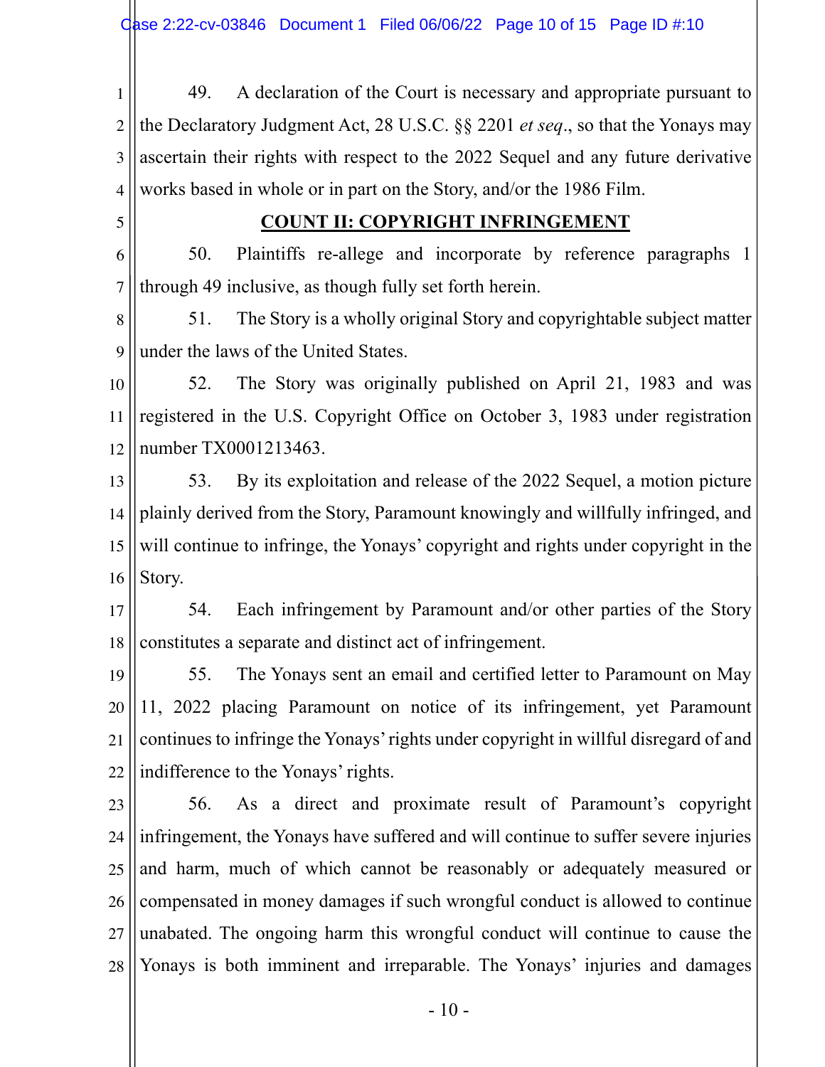49. A declaration of the Court is necessary and appropriate pursuant to the Declaratory Judgment Act, 28 U.S.C. §§ 2201 *et seq*., so that the Yonays may ascertain their rights with respect to the 2022 Sequel and any future derivative works based in whole or in part on the Story, and/or the 1986 Film.

**COUNT II: COPYRIGHT INFRINGEMENT**

50. Plaintiffs re-allege and incorporate by reference paragraphs 1 through 49 inclusive, as though fully set forth herein.

51. The Story is a wholly original Story and copyrightable subject matter under the laws of the United States.

52. The Story was originally published on April 21, 1983 and was registered in the U.S. Copyright Office on October 3, 1983 under registration number TX0001213463.

53. By its exploitation and release of the 2022 Sequel, a motion picture plainly derived from the Story, Paramount knowingly and willfully infringed, and will continue to infringe, the Yonays' copyright and rights under copyright in the Story.

54. Each infringement by Paramount and/or other parties of the Story constitutes a separate and distinct act of infringement.

55. The Yonays sent an email and certified letter to Paramount on May 11, 2022 placing Paramount on notice of its infringement, yet Paramount continues to infringe the Yonays' rights under copyright in willful disregard of and indifference to the Yonays' rights.

56. As a direct and proximate result of Paramount's copyright infringement, the Yonays have suffered and will continue to suffer severe injuries and harm, much of which cannot be reasonably or adequately measured or compensated in money damages if such wrongful conduct is allowed to continue unabated. The ongoing harm this wrongful conduct will continue to cause the Yonays is both imminent and irreparable. The Yonays' injuries and damages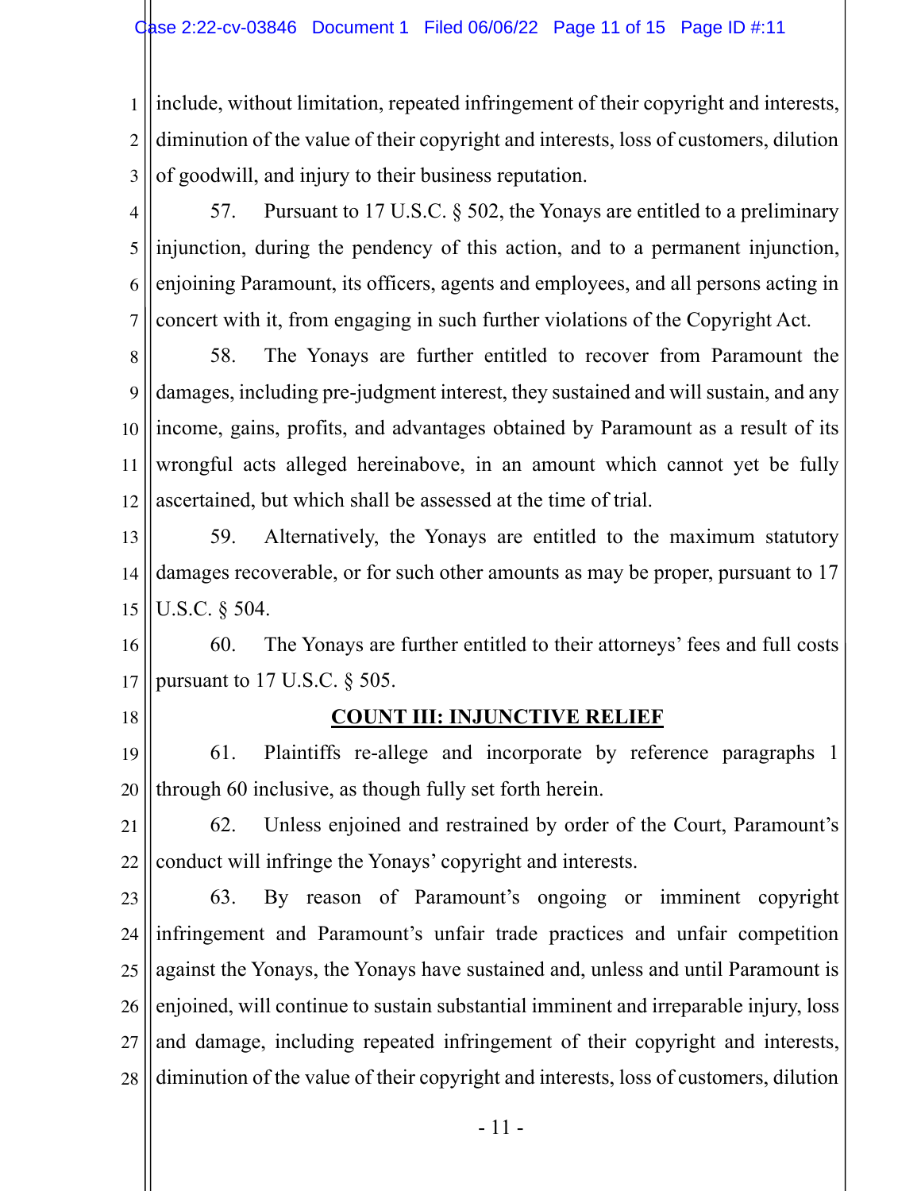include, without limitation, repeated infringement of their copyright and interests, diminution of the value of their copyright and interests, loss of customers, dilution of goodwill, and injury to their business reputation.

57. Pursuant to 17 U.S.C. § 502, the Yonays are entitled to a preliminary injunction, during the pendency of this action, and to a permanent injunction, enjoining Paramount, its officers, agents and employees, and all persons acting in concert with it, from engaging in such further violations of the Copyright Act.

58. The Yonays are further entitled to recover from Paramount the damages, including pre-judgment interest, they sustained and will sustain, and any income, gains, profits, and advantages obtained by Paramount as a result of its wrongful acts alleged hereinabove, in an amount which cannot yet be fully ascertained, but which shall be assessed at the time of trial.

59. Alternatively, the Yonays are entitled to the maximum statutory damages recoverable, or for such other amounts as may be proper, pursuant to 17 U.S.C. § 504.

60. The Yonays are further entitled to their attorneys' fees and full costs pursuant to 17 U.S.C. § 505.

## COUNT III: INJUNCTIVE RELIEF

61. Plaintiffs re-allege and incorporate by reference paragraphs 1 through 60 inclusive, as though fully set forth herein.

62. Unless enjoined and restrained by order of the Court, Paramount's conduct will infringe the Yonays' copyright and interests.

63. By reason of Paramount's ongoing or imminent copyright infringement and Paramount's unfair trade practices and unfair competition against the Yonays, the Yonays have sustained and, unless and until Paramount is enjoined, will continue to sustain substantial imminent and irreparable injury, loss and damage, including repeated infringement of their copyright and interests, diminution of the value of their copyright and interests, loss of customers, dilution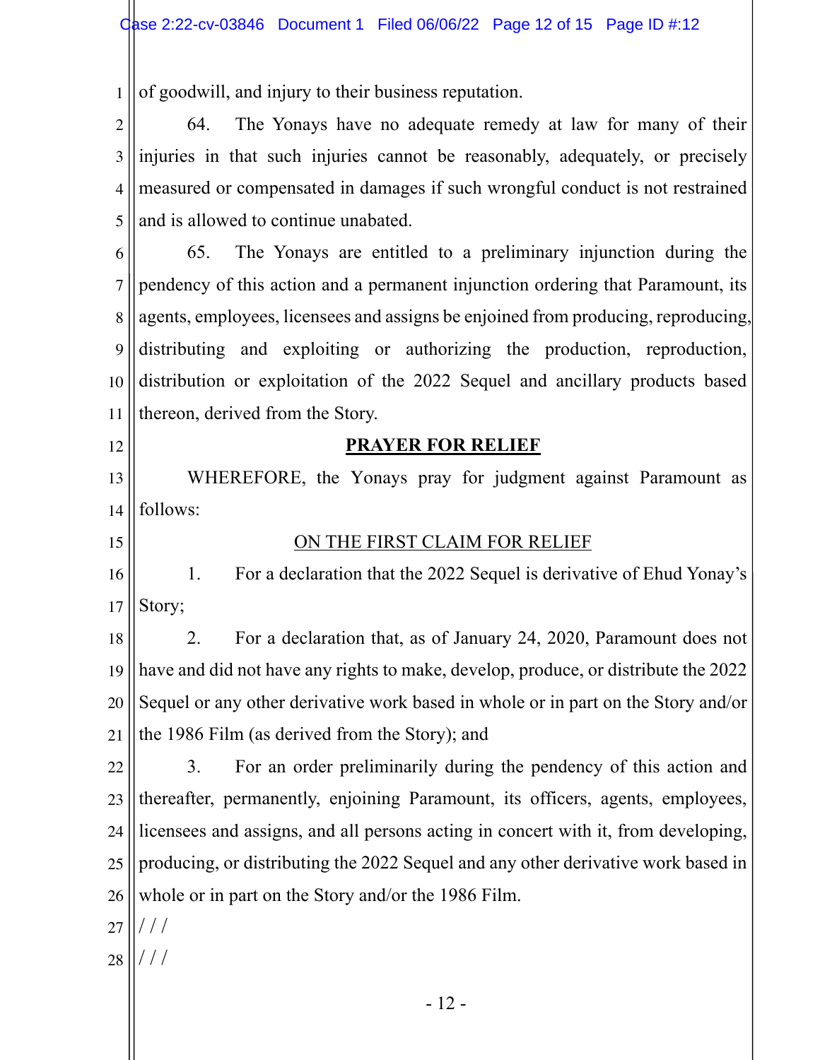of goodwill, and injury to their business reputation.

64. The Yonays have no adequate remedy at law for many of their injuries in that such injuries cannot be reasonably, adequately, or precisely measured or compensated in damages if such wrongful conduct is not restrained and is allowed to continue unabated.

65. The Yonays are entitled to a preliminary injunction during the pendency of this action and a permanent injunction ordering that Paramount, its agents, employees, licensees and assigns be enjoined from producing, reproducing, distributing and exploiting or authorizing the production, reproduction, distribution or exploitation of the 2022 Sequel and ancillary products based thereon, derived from the Story.

## PRAYER FOR RELIEF

WHEREFORE, the Yonays pray for judgment against Paramount as follows:

### ON THE FIRST CLAIM FOR RELIEF

1. For a declaration that the 2022 Sequel is derivative of Ehud Yonay's Story;

2. For a declaration that, as of January 24, 2020, Paramount does not have and did not have any rights to make, develop, produce, or distribute the 2022 Sequel or any other derivative work based in whole or in part on the Story and/or the 1986 Film (as derived from the Story); and

3. For an order preliminarily during the pendency of this action and thereafter, permanently, enjoining Paramount, its officers, agents, employees, licensees and assigns, and all persons acting in concert with it, from developing, producing, or distributing the 2022 Sequel and any other derivative work based in whole or in part on the Story and/or the 1986 Film.

/ / /

/ / /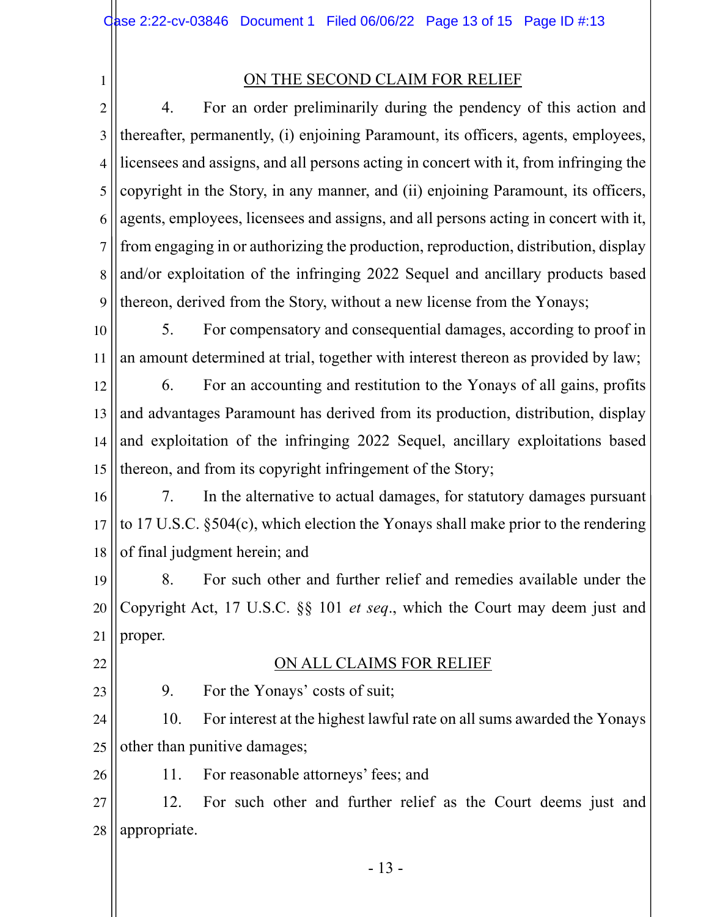## ON THE SECOND CLAIM FOR RELIEF

4. For an order preliminarily during the pendency of this action and thereafter, permanently, (i) enjoining Paramount, its officers, agents, employees, licensees and assigns, and all persons acting in concert with it, from infringing the copyright in the Story, in any manner, and (ii) enjoining Paramount, its officers, agents, employees, licensees and assigns, and all persons acting in concert with it, from engaging in or authorizing the production, reproduction, distribution, display and/or exploitation of the infringing 2022 Sequel and ancillary products based thereon, derived from the Story, without a new license from the Yonays;

5. For compensatory and consequential damages, according to proof in an amount determined at trial, together with interest thereon as provided by law;

6. For an accounting and restitution to the Yonays of all gains, profits and advantages Paramount has derived from its production, distribution, display and exploitation of the infringing 2022 Sequel, ancillary exploitations based thereon, and from its copyright infringement of the Story;

7. In the alternative to actual damages, for statutory damages pursuant to 17 U.S.C. §504(c), which election the Yonays shall make prior to the rendering of final judgment herein; and

8. For such other and further relief and remedies available under the Copyright Act, 17 U.S.C. §§ 101 *et seq*., which the Court may deem just and proper.

## ON ALL CLAIMS FOR RELIEF

9. For the Yonays' costs of suit;

10. For interest at the highest lawful rate on all sums awarded the Yonays other than punitive damages;

11. For reasonable attorneys' fees; and

12. For such other and further relief as the Court deems just and appropriate.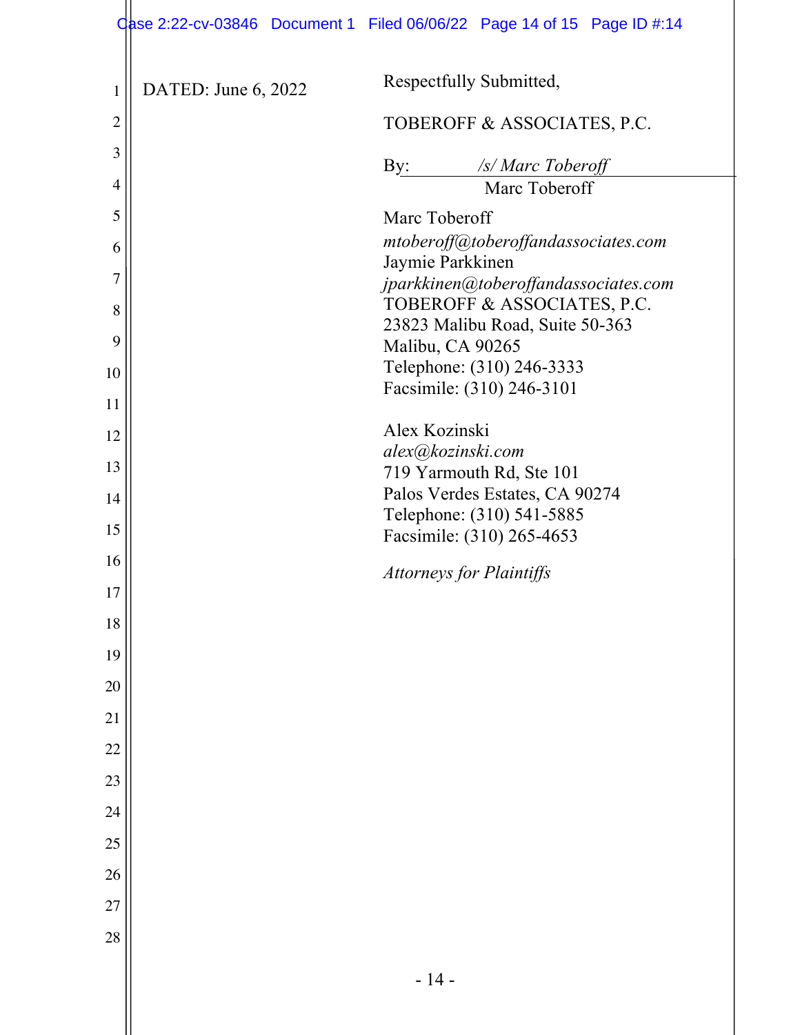DATED: June 6, 2022

Respectfully Submitted,

TOBEROFF & ASSOCIATES, P.C.

By: */s/ Marc Toberoff*
Marc Toberoff

Marc Toberoff
*mtoberoff@toberoffandassociates.com*
Jaymie Parkkinen
*jparkkinen@toberoffandassociates.com*
TOBEROFF & ASSOCIATES, P.C.
23823 Malibu Road, Suite 50-363
Malibu, CA 90265
Telephone: (310) 246-3333
Facsimile: (310) 246-3101

Alex Kozinski
*alex@kozinski.com*
719 Yarmouth Rd, Ste 101
Palos Verdes Estates, CA 90274
Telephone: (310) 541-5885
Facsimile: (310) 265-4653

*Attorneys for Plaintiffs*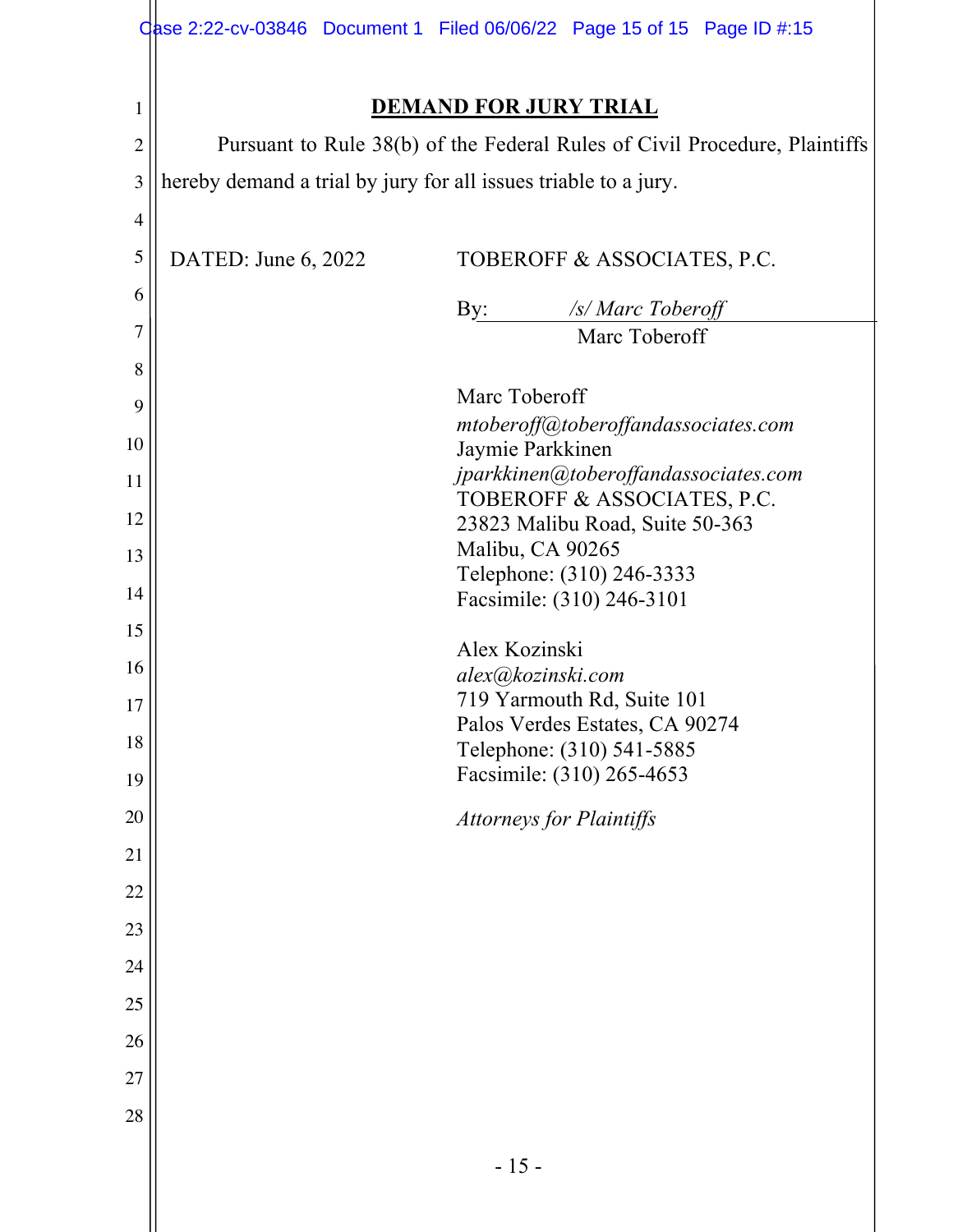## DEMAND FOR JURY TRIAL

Pursuant to Rule 38(b) of the Federal Rules of Civil Procedure, Plaintiffs hereby demand a trial by jury for all issues triable to a jury.

DATED: June 6, 2022

TOBEROFF & ASSOCIATES, P.C.

By: */s/ Marc Toberoff*
Marc Toberoff

Marc Toberoff
*mtoberoff@toberoffandassociates.com*
Jaymie Parkkinen
*jparkkinen@toberoffandassociates.com*
TOBEROFF & ASSOCIATES, P.C.
23823 Malibu Road, Suite 50-363
Malibu, CA 90265
Telephone: (310) 246-3333
Facsimile: (310) 246-3101

Alex Kozinski
*alex@kozinski.com*
719 Yarmouth Rd, Suite 101
Palos Verdes Estates, CA 90274
Telephone: (310) 541-5885
Facsimile: (310) 265-4653

*Attorneys for Plaintiffs*